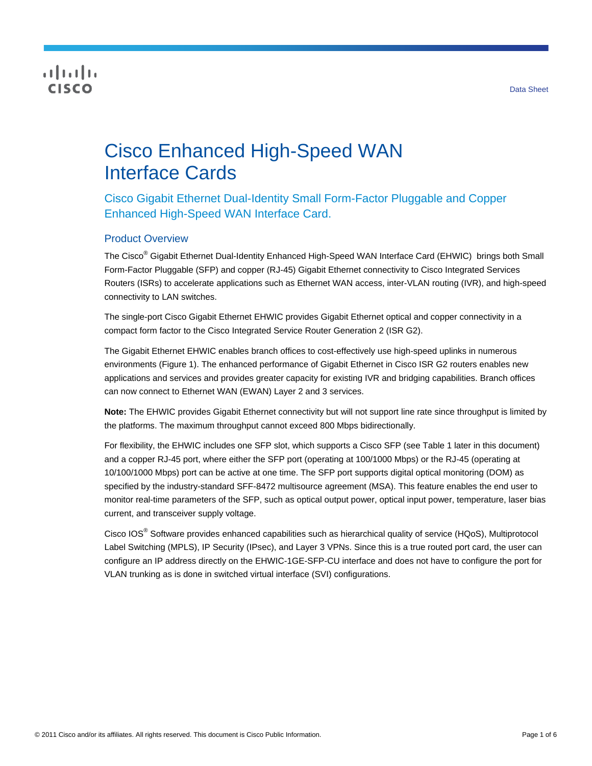# Cisco Enhanced High-Speed WAN Interface Cards

## Cisco Gigabit Ethernet Dual-Identity Small Form-Factor Pluggable and Copper Enhanced High-Speed WAN Interface Card.

### Product Overview

The Cisco® Gigabit Ethernet Dual-Identity Enhanced High-Speed WAN Interface Card (EHWIC) brings both Small Form-Factor Pluggable (SFP) and copper (RJ-45) Gigabit Ethernet connectivity to Cisco Integrated Services Routers (ISRs) to accelerate applications such as Ethernet WAN access, inter-VLAN routing (IVR), and high-speed connectivity to LAN switches.

The single-port Cisco Gigabit Ethernet EHWIC provides Gigabit Ethernet optical and copper connectivity in a compact form factor to the Cisco Integrated Service Router Generation 2 (ISR G2).

The Gigabit Ethernet EHWIC enables branch offices to cost-effectively use high-speed uplinks in numerous environments (Figure 1). The enhanced performance of Gigabit Ethernet in Cisco ISR G2 routers enables new applications and services and provides greater capacity for existing IVR and bridging capabilities. Branch offices can now connect to Ethernet WAN (EWAN) Layer 2 and 3 services.

**Note:** The EHWIC provides Gigabit Ethernet connectivity but will not support line rate since throughput is limited by the platforms. The maximum throughput cannot exceed 800 Mbps bidirectionally.

For flexibility, the EHWIC includes one SFP slot, which supports a Cisco SFP (see Table 1 later in this document) and a copper RJ-45 port, where either the SFP port (operating at 100/1000 Mbps) or the RJ-45 (operating at 10/100/1000 Mbps) port can be active at one time. The SFP port supports digital optical monitoring (DOM) as specified by the industry-standard SFF-8472 multisource agreement (MSA). This feature enables the end user to monitor real-time parameters of the SFP, such as optical output power, optical input power, temperature, laser bias current, and transceiver supply voltage.

Cisco IOS® Software provides enhanced capabilities such as hierarchical quality of service (HQoS), Multiprotocol Label Switching (MPLS), IP Security (IPsec), and Layer 3 VPNs. Since this is a true routed port card, the user can configure an IP address directly on the EHWIC-1GE-SFP-CU interface and does not have to configure the port for VLAN trunking as is done in switched virtual interface (SVI) configurations.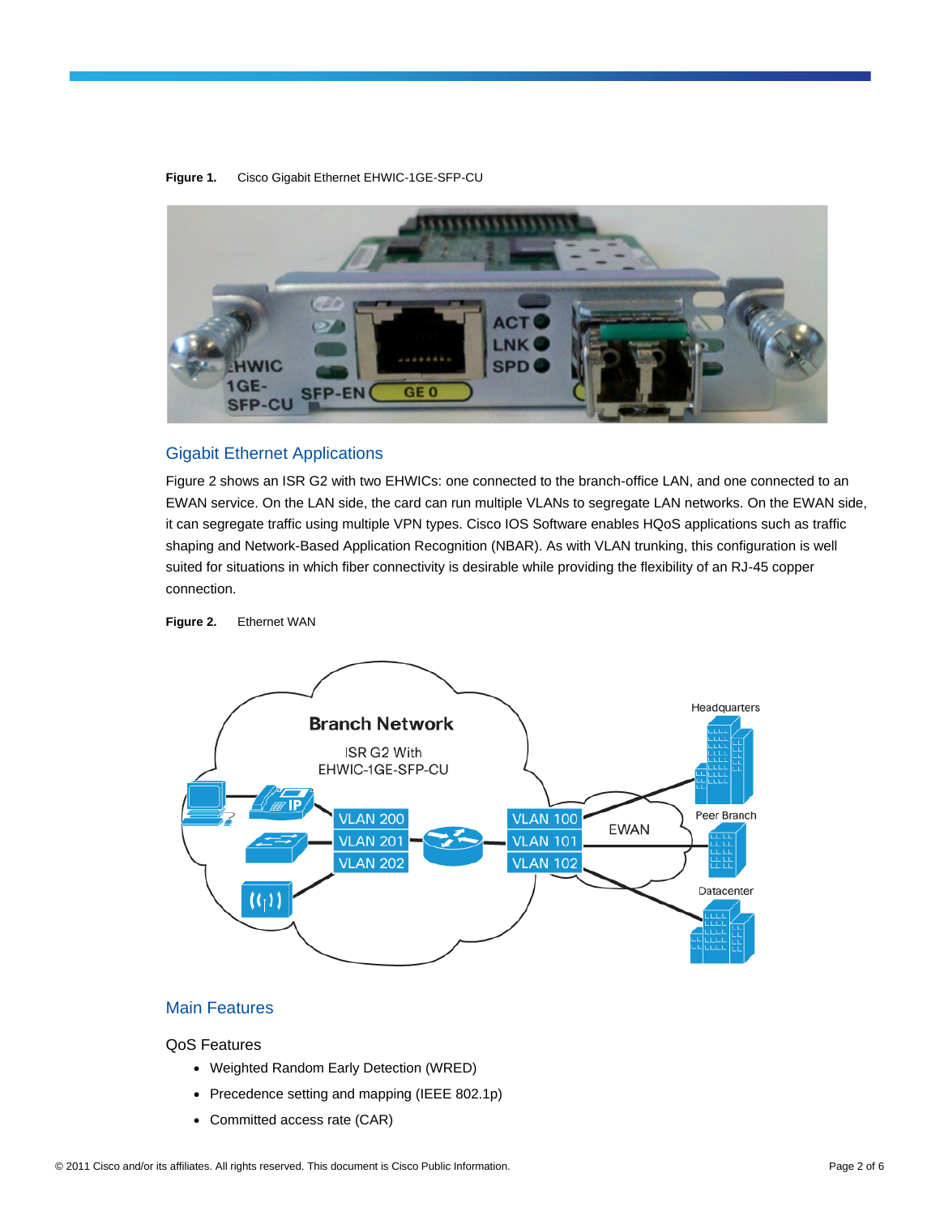**Figure 1.** Cisco Gigabit Ethernet EHWIC-1GE-SFP-CU

## Gigabit Ethernet Applications

Figure 2 shows an ISR G2 with two EHWICs: one connected to the branch-office LAN, and one connected to an EWAN service. On the LAN side, the card can run multiple VLANs to segregate LAN networks. On the EWAN side, it can segregate traffic using multiple VPN types. Cisco IOS Software enables HQoS applications such as traffic shaping and Network-Based Application Recognition (NBAR). As with VLAN trunking, this configuration is well suited for situations in which fiber connectivity is desirable while providing the flexibility of an RJ-45 copper connection.

**Figure 2.** Ethernet WAN

## Main Features

### QoS Features

- Weighted Random Early Detection (WRED)
- Precedence setting and mapping (IEEE 802.1p)
- Committed access rate (CAR)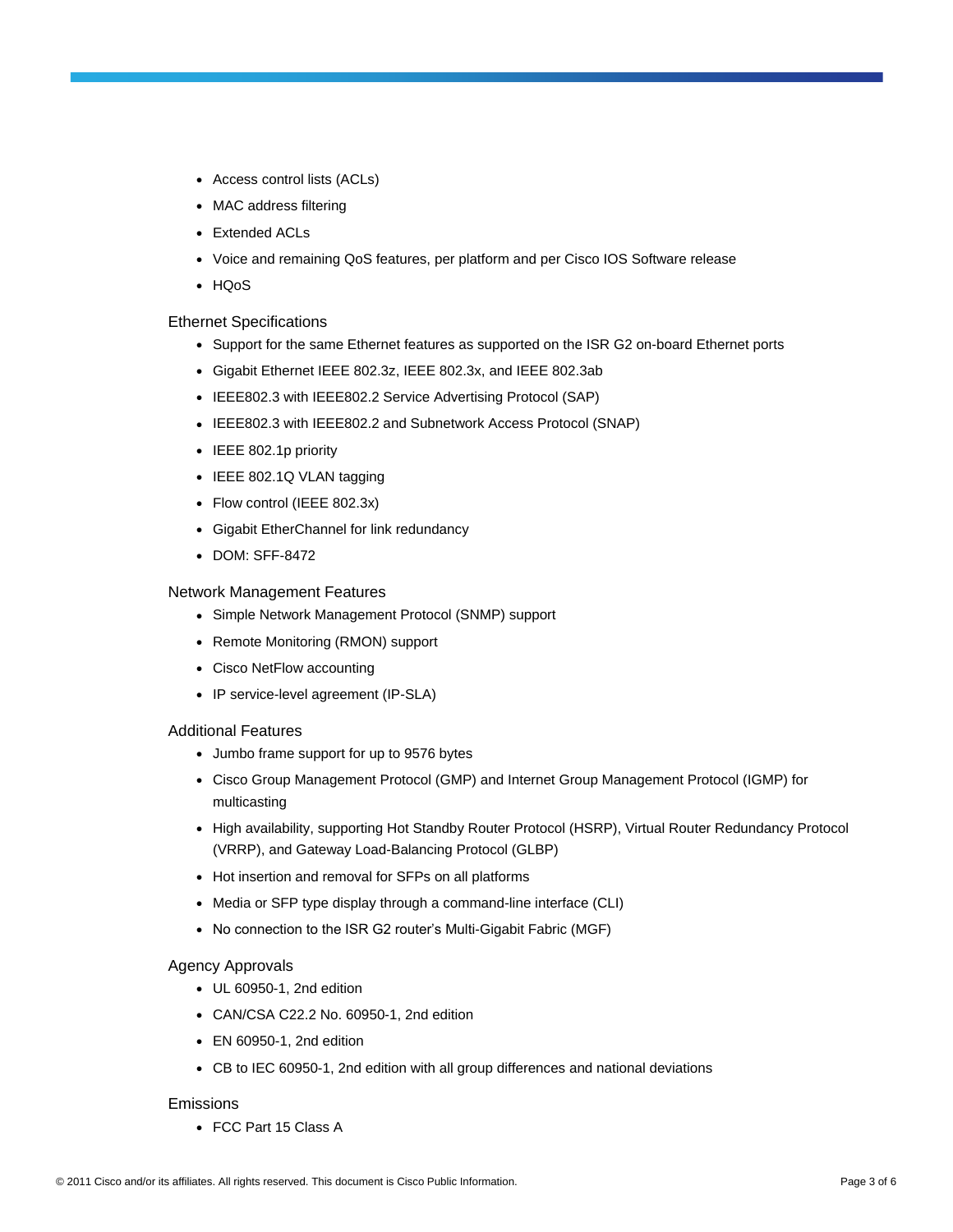- Access control lists (ACLs)
- MAC address filtering
- Extended ACLs
- Voice and remaining QoS features, per platform and per Cisco IOS Software release
- HQoS

### Ethernet Specifications

- Support for the same Ethernet features as supported on the ISR G2 on-board Ethernet ports
- Gigabit Ethernet IEEE 802.3z, IEEE 802.3x, and IEEE 802.3ab
- IEEE802.3 with IEEE802.2 Service Advertising Protocol (SAP)
- IEEE802.3 with IEEE802.2 and Subnetwork Access Protocol (SNAP)
- IEEE 802.1p priority
- IEEE 802.1Q VLAN tagging
- Flow control (IEEE 802.3x)
- Gigabit EtherChannel for link redundancy
- DOM: SFF-8472

### Network Management Features

- Simple Network Management Protocol (SNMP) support
- Remote Monitoring (RMON) support
- Cisco NetFlow accounting
- IP service-level agreement (IP-SLA)

### Additional Features

- Jumbo frame support for up to 9576 bytes
- Cisco Group Management Protocol (GMP) and Internet Group Management Protocol (IGMP) for multicasting
- High availability, supporting Hot Standby Router Protocol (HSRP), Virtual Router Redundancy Protocol (VRRP), and Gateway Load-Balancing Protocol (GLBP)
- Hot insertion and removal for SFPs on all platforms
- Media or SFP type display through a command-line interface (CLI)
- No connection to the ISR G2 router's Multi-Gigabit Fabric (MGF)

### Agency Approvals

- UL 60950-1, 2nd edition
- CAN/CSA C22.2 No. 60950-1, 2nd edition
- EN 60950-1, 2nd edition
- CB to IEC 60950-1, 2nd edition with all group differences and national deviations

### Emissions

- FCC Part 15 Class A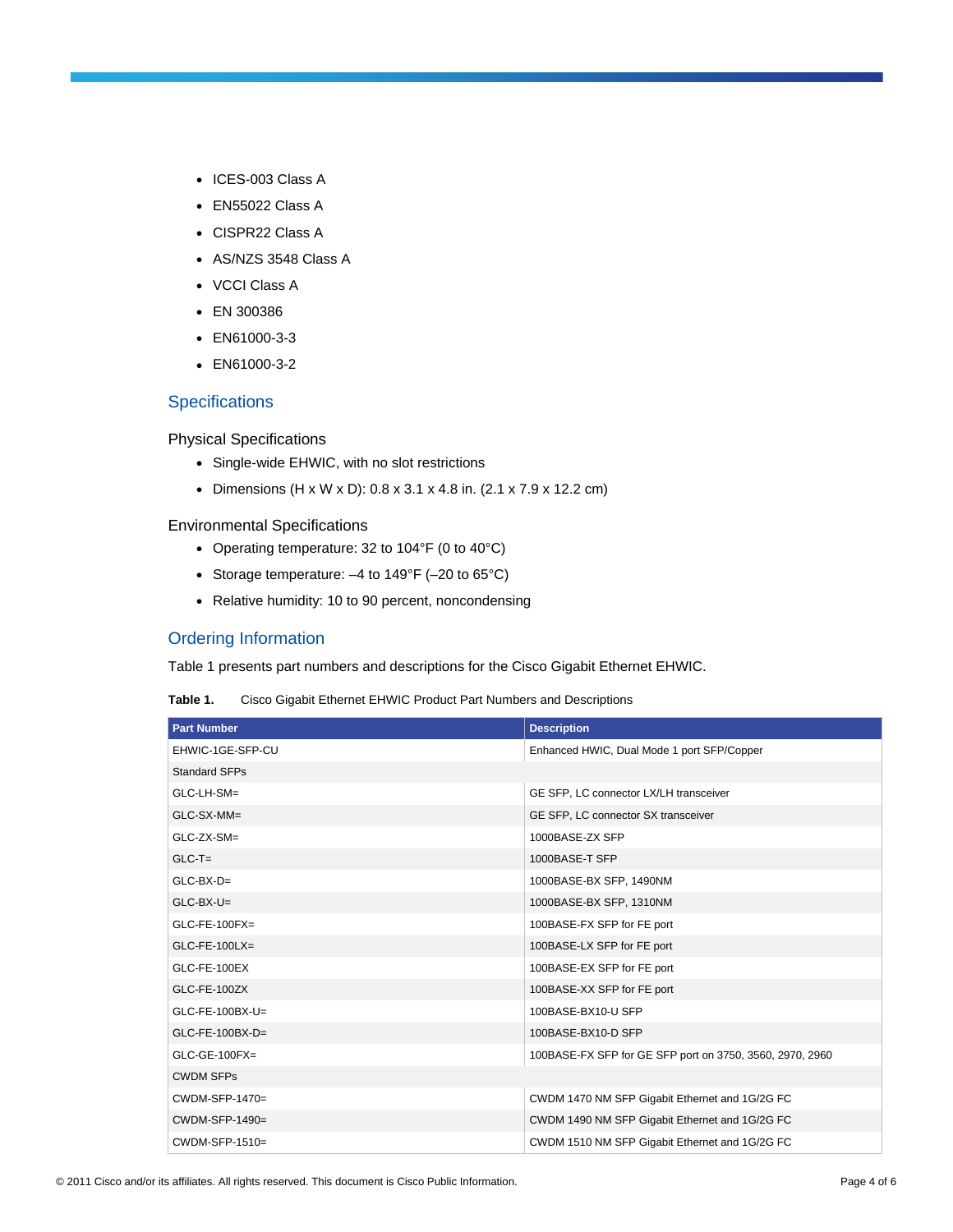- ICES-003 Class A
- EN55022 Class A
- CISPR22 Class A
- AS/NZS 3548 Class A
- VCCI Class A
- EN 300386
- EN61000-3-3
- EN61000-3-2

## Specifications

### Physical Specifications

- Single-wide EHWIC, with no slot restrictions
- Dimensions (H x W x D): 0.8 x 3.1 x 4.8 in. (2.1 x 7.9 x 12.2 cm)

### Environmental Specifications

- Operating temperature: 32 to 104°F (0 to 40°C)
- Storage temperature: –4 to 149°F (–20 to 65°C)
- Relative humidity: 10 to 90 percent, noncondensing

## Ordering Information

Table 1 presents part numbers and descriptions for the Cisco Gigabit Ethernet EHWIC.

**Table 1.** Cisco Gigabit Ethernet EHWIC Product Part Numbers and Descriptions

| Part Number | Description |
|---|---|
| EHWIC-1GE-SFP-CU | Enhanced HWIC, Dual Mode 1 port SFP/Copper |
| Standard SFPs | |
| GLC-LH-SM= | GE SFP, LC connector LX/LH transceiver |
| GLC-SX-MM= | GE SFP, LC connector SX transceiver |
| GLC-ZX-SM= | 1000BASE-ZX SFP |
| GLC-T= | 1000BASE-T SFP |
| GLC-BX-D= | 1000BASE-BX SFP, 1490NM |
| GLC-BX-U= | 1000BASE-BX SFP, 1310NM |
| GLC-FE-100FX= | 100BASE-FX SFP for FE port |
| GLC-FE-100LX= | 100BASE-LX SFP for FE port |
| GLC-FE-100EX | 100BASE-EX SFP for FE port |
| GLC-FE-100ZX | 100BASE-XX SFP for FE port |
| GLC-FE-100BX-U= | 100BASE-BX10-U SFP |
| GLC-FE-100BX-D= | 100BASE-BX10-D SFP |
| GLC-GE-100FX= | 100BASE-FX SFP for GE SFP port on 3750, 3560, 2970, 2960 |
| CWDM SFPs | |
| CWDM-SFP-1470= | CWDM 1470 NM SFP Gigabit Ethernet and 1G/2G FC |
| CWDM-SFP-1490= | CWDM 1490 NM SFP Gigabit Ethernet and 1G/2G FC |
| CWDM-SFP-1510= | CWDM 1510 NM SFP Gigabit Ethernet and 1G/2G FC |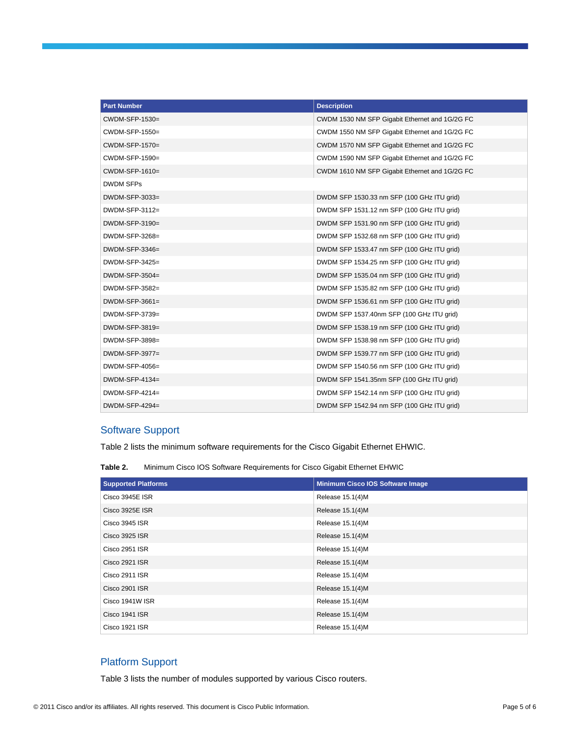| Part Number | Description |
| --- | --- |
| CWDM-SFP-1530= | CWDM 1530 NM SFP Gigabit Ethernet and 1G/2G FC |
| CWDM-SFP-1550= | CWDM 1550 NM SFP Gigabit Ethernet and 1G/2G FC |
| CWDM-SFP-1570= | CWDM 1570 NM SFP Gigabit Ethernet and 1G/2G FC |
| CWDM-SFP-1590= | CWDM 1590 NM SFP Gigabit Ethernet and 1G/2G FC |
| CWDM-SFP-1610= | CWDM 1610 NM SFP Gigabit Ethernet and 1G/2G FC |
| DWDM SFPs | |
| DWDM-SFP-3033= | DWDM SFP 1530.33 nm SFP (100 GHz ITU grid) |
| DWDM-SFP-3112= | DWDM SFP 1531.12 nm SFP (100 GHz ITU grid) |
| DWDM-SFP-3190= | DWDM SFP 1531.90 nm SFP (100 GHz ITU grid) |
| DWDM-SFP-3268= | DWDM SFP 1532.68 nm SFP (100 GHz ITU grid) |
| DWDM-SFP-3346= | DWDM SFP 1533.47 nm SFP (100 GHz ITU grid) |
| DWDM-SFP-3425= | DWDM SFP 1534.25 nm SFP (100 GHz ITU grid) |
| DWDM-SFP-3504= | DWDM SFP 1535.04 nm SFP (100 GHz ITU grid) |
| DWDM-SFP-3582= | DWDM SFP 1535.82 nm SFP (100 GHz ITU grid) |
| DWDM-SFP-3661= | DWDM SFP 1536.61 nm SFP (100 GHz ITU grid) |
| DWDM-SFP-3739= | DWDM SFP 1537.40nm SFP (100 GHz ITU grid) |
| DWDM-SFP-3819= | DWDM SFP 1538.19 nm SFP (100 GHz ITU grid) |
| DWDM-SFP-3898= | DWDM SFP 1538.98 nm SFP (100 GHz ITU grid) |
| DWDM-SFP-3977= | DWDM SFP 1539.77 nm SFP (100 GHz ITU grid) |
| DWDM-SFP-4056= | DWDM SFP 1540.56 nm SFP (100 GHz ITU grid) |
| DWDM-SFP-4134= | DWDM SFP 1541.35nm SFP (100 GHz ITU grid) |
| DWDM-SFP-4214= | DWDM SFP 1542.14 nm SFP (100 GHz ITU grid) |
| DWDM-SFP-4294= | DWDM SFP 1542.94 nm SFP (100 GHz ITU grid) |

## Software Support

Table 2 lists the minimum software requirements for the Cisco Gigabit Ethernet EHWIC.

**Table 2.** Minimum Cisco IOS Software Requirements for Cisco Gigabit Ethernet EHWIC

| Supported Platforms | Minimum Cisco IOS Software Image |
| --- | --- |
| Cisco 3945E ISR | Release 15.1(4)M |
| Cisco 3925E ISR | Release 15.1(4)M |
| Cisco 3945 ISR | Release 15.1(4)M |
| Cisco 3925 ISR | Release 15.1(4)M |
| Cisco 2951 ISR | Release 15.1(4)M |
| Cisco 2921 ISR | Release 15.1(4)M |
| Cisco 2911 ISR | Release 15.1(4)M |
| Cisco 2901 ISR | Release 15.1(4)M |
| Cisco 1941W ISR | Release 15.1(4)M |
| Cisco 1941 ISR | Release 15.1(4)M |
| Cisco 1921 ISR | Release 15.1(4)M |

## Platform Support

Table 3 lists the number of modules supported by various Cisco routers.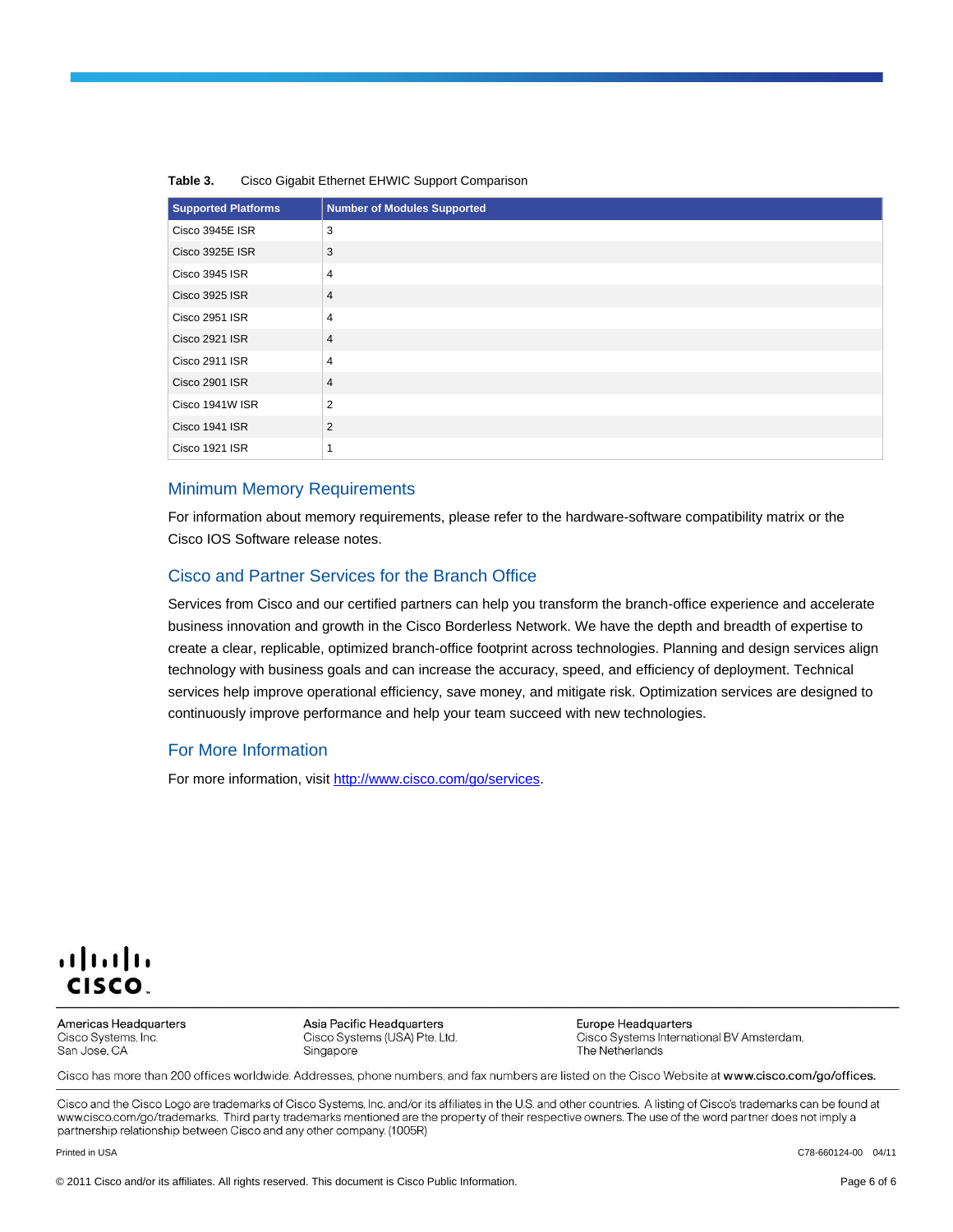**Table 3.** Cisco Gigabit Ethernet EHWIC Support Comparison

| Supported Platforms | Number of Modules Supported |
| --- | --- |
| Cisco 3945E ISR | 3 |
| Cisco 3925E ISR | 3 |
| Cisco 3945 ISR | 4 |
| Cisco 3925 ISR | 4 |
| Cisco 2951 ISR | 4 |
| Cisco 2921 ISR | 4 |
| Cisco 2911 ISR | 4 |
| Cisco 2901 ISR | 4 |
| Cisco 1941W ISR | 2 |
| Cisco 1941 ISR | 2 |
| Cisco 1921 ISR | 1 |

## Minimum Memory Requirements

For information about memory requirements, please refer to the hardware-software compatibility matrix or the Cisco IOS Software release notes.

## Cisco and Partner Services for the Branch Office

Services from Cisco and our certified partners can help you transform the branch-office experience and accelerate business innovation and growth in the Cisco Borderless Network. We have the depth and breadth of expertise to create a clear, replicable, optimized branch-office footprint across technologies. Planning and design services align technology with business goals and can increase the accuracy, speed, and efficiency of deployment. Technical services help improve operational efficiency, save money, and mitigate risk. Optimization services are designed to continuously improve performance and help your team succeed with new technologies.

## For More Information

For more information, visit [http://www.cisco.com/go/services](http://www.cisco.com/go/services).

Americas Headquarters
Cisco Systems, Inc.
San Jose, CA

Asia Pacific Headquarters
Cisco Systems (USA) Pte. Ltd.
Singapore

Europe Headquarters
Cisco Systems International BV Amsterdam,
The Netherlands

Cisco has more than 200 offices worldwide. Addresses, phone numbers, and fax numbers are listed on the Cisco Website at **www.cisco.com/go/offices.**

Cisco and the Cisco Logo are trademarks of Cisco Systems, Inc. and/or its affiliates in the U.S. and other countries. A listing of Cisco's trademarks can be found at www.cisco.com/go/trademarks. Third party trademarks mentioned are the property of their respective owners. The use of the word partner does not imply a partnership relationship between Cisco and any other company. (1005R)

Printed in USA C78-660124-00 04/11

© 2011 Cisco and/or its affiliates. All rights reserved. This document is Cisco Public Information.